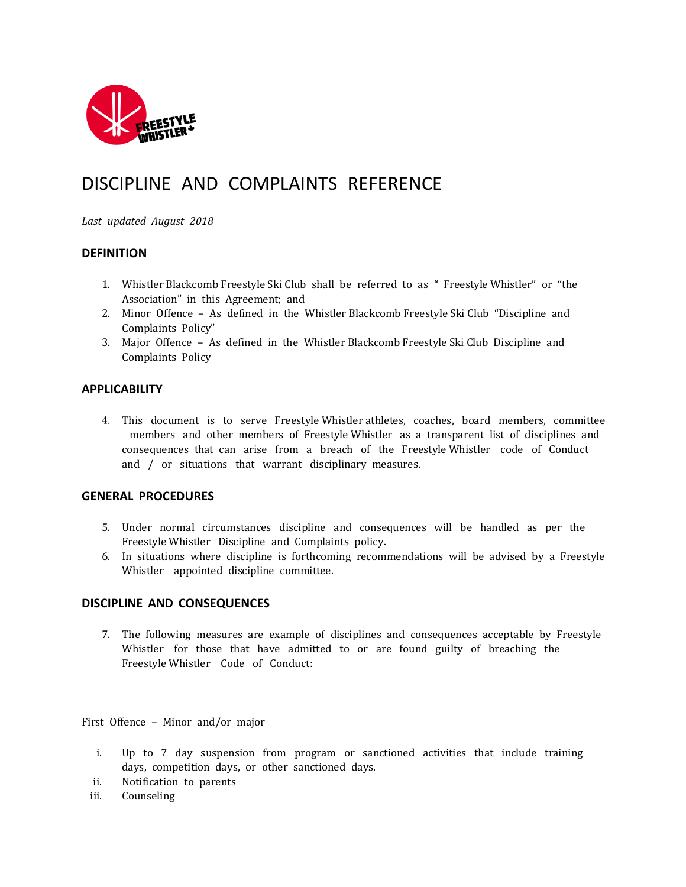# DISCIPLINE AND COMPLAINTS REFERENCE

*Last updated August 2018*

### DEFINITION

1. Whistler Blackcomb Freestyle Ski Club shall be referred to as " Freestyle Whistler" or "the Association" in this Agreement; and
2. Minor Offence – As defined in the Whistler Blackcomb Freestyle Ski Club "Discipline and Complaints Policy"
3. Major Offence – As defined in the Whistler Blackcomb Freestyle Ski Club Discipline and Complaints Policy

### APPLICABILITY

4. This document is to serve Freestyle Whistler athletes, coaches, board members, committee members and other members of Freestyle Whistler as a transparent list of disciplines and consequences that can arise from a breach of the Freestyle Whistler code of Conduct and / or situations that warrant disciplinary measures.

### GENERAL PROCEDURES

5. Under normal circumstances discipline and consequences will be handled as per the Freestyle Whistler Discipline and Complaints policy.
6. In situations where discipline is forthcoming recommendations will be advised by a Freestyle Whistler appointed discipline committee.

### DISCIPLINE AND CONSEQUENCES

7. The following measures are example of disciplines and consequences acceptable by Freestyle Whistler for those that have admitted to or are found guilty of breaching the Freestyle Whistler Code of Conduct:

First Offence – Minor and/or major

i. Up to 7 day suspension from program or sanctioned activities that include training days, competition days, or other sanctioned days.
ii. Notification to parents
iii. Counseling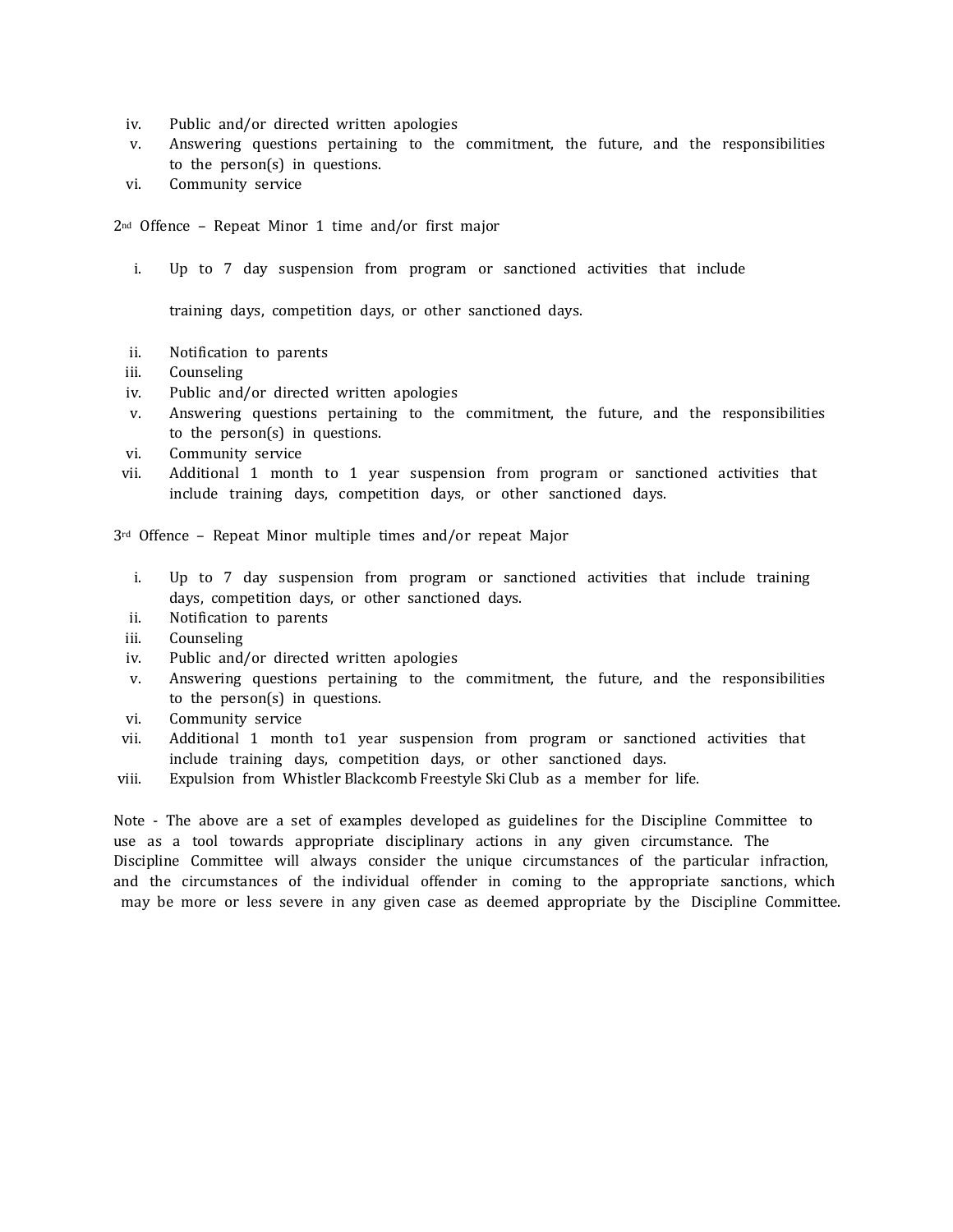iv. Public and/or directed written apologies
v. Answering questions pertaining to the commitment, the future, and the responsibilities to the person(s) in questions.
vi. Community service

2nd Offence – Repeat Minor 1 time and/or first major

i. Up to 7 day suspension from program or sanctioned activities that include

   training days, competition days, or other sanctioned days.

ii. Notification to parents
iii. Counseling
iv. Public and/or directed written apologies
v. Answering questions pertaining to the commitment, the future, and the responsibilities to the person(s) in questions.
vi. Community service
vii. Additional 1 month to 1 year suspension from program or sanctioned activities that include training days, competition days, or other sanctioned days.

3rd Offence – Repeat Minor multiple times and/or repeat Major

i. Up to 7 day suspension from program or sanctioned activities that include training days, competition days, or other sanctioned days.
ii. Notification to parents
iii. Counseling
iv. Public and/or directed written apologies
v. Answering questions pertaining to the commitment, the future, and the responsibilities to the person(s) in questions.
vi. Community service
vii. Additional 1 month to1 year suspension from program or sanctioned activities that include training days, competition days, or other sanctioned days.
viii. Expulsion from Whistler Blackcomb Freestyle Ski Club as a member for life.

Note - The above are a set of examples developed as guidelines for the Discipline Committee to use as a tool towards appropriate disciplinary actions in any given circumstance. The Discipline Committee will always consider the unique circumstances of the particular infraction, and the circumstances of the individual offender in coming to the appropriate sanctions, which may be more or less severe in any given case as deemed appropriate by the Discipline Committee.